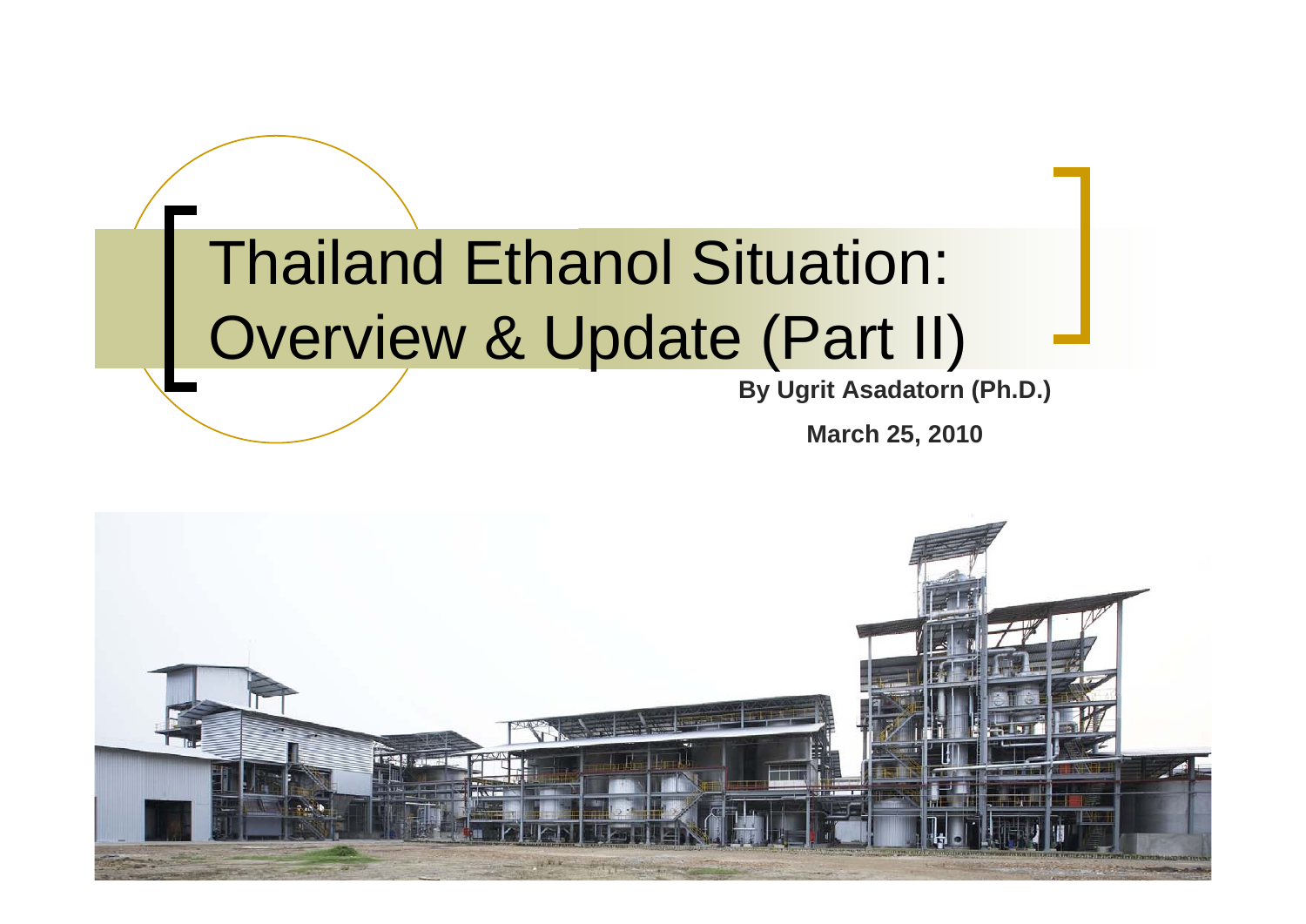# Thailand Ethanol Situation: Overview & Update (Part II)

**By Ugrit Asadatorn (Ph.D.)**

**March 25, 2010**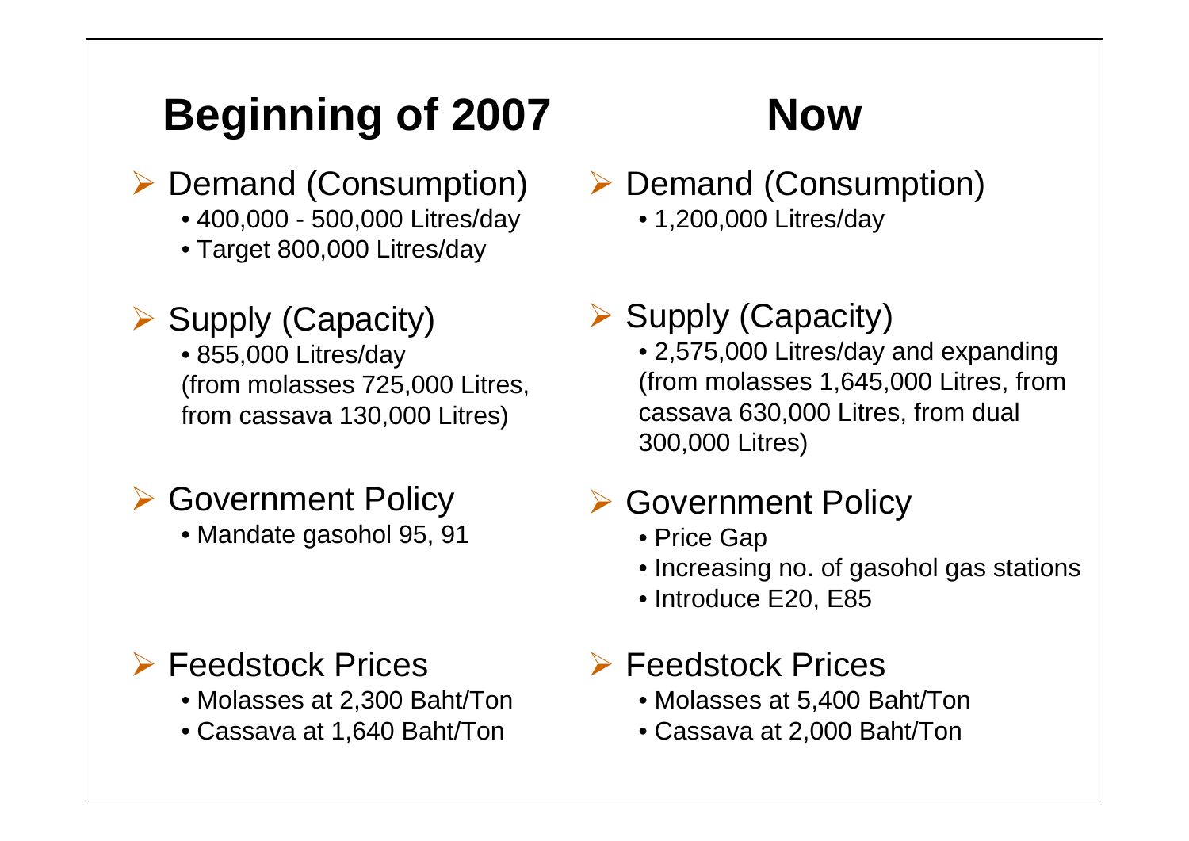## Beginning of 2007

- Demand (Consumption)
  - 400,000 - 500,000 Litres/day
  - Target 800,000 Litres/day
- Supply (Capacity)
  - 855,000 Litres/day (from molasses 725,000 Litres, from cassava 130,000 Litres)
- Government Policy
  - Mandate gasohol 95, 91
- Feedstock Prices
  - Molasses at 2,300 Baht/Ton
  - Cassava at 1,640 Baht/Ton

## Now

- Demand (Consumption)
  - 1,200,000 Litres/day
- Supply (Capacity)
  - 2,575,000 Litres/day and expanding (from molasses 1,645,000 Litres, from cassava 630,000 Litres, from dual 300,000 Litres)
- Government Policy
  - Price Gap
  - Increasing no. of gasohol gas stations
  - Introduce E20, E85
- Feedstock Prices
  - Molasses at 5,400 Baht/Ton
  - Cassava at 2,000 Baht/Ton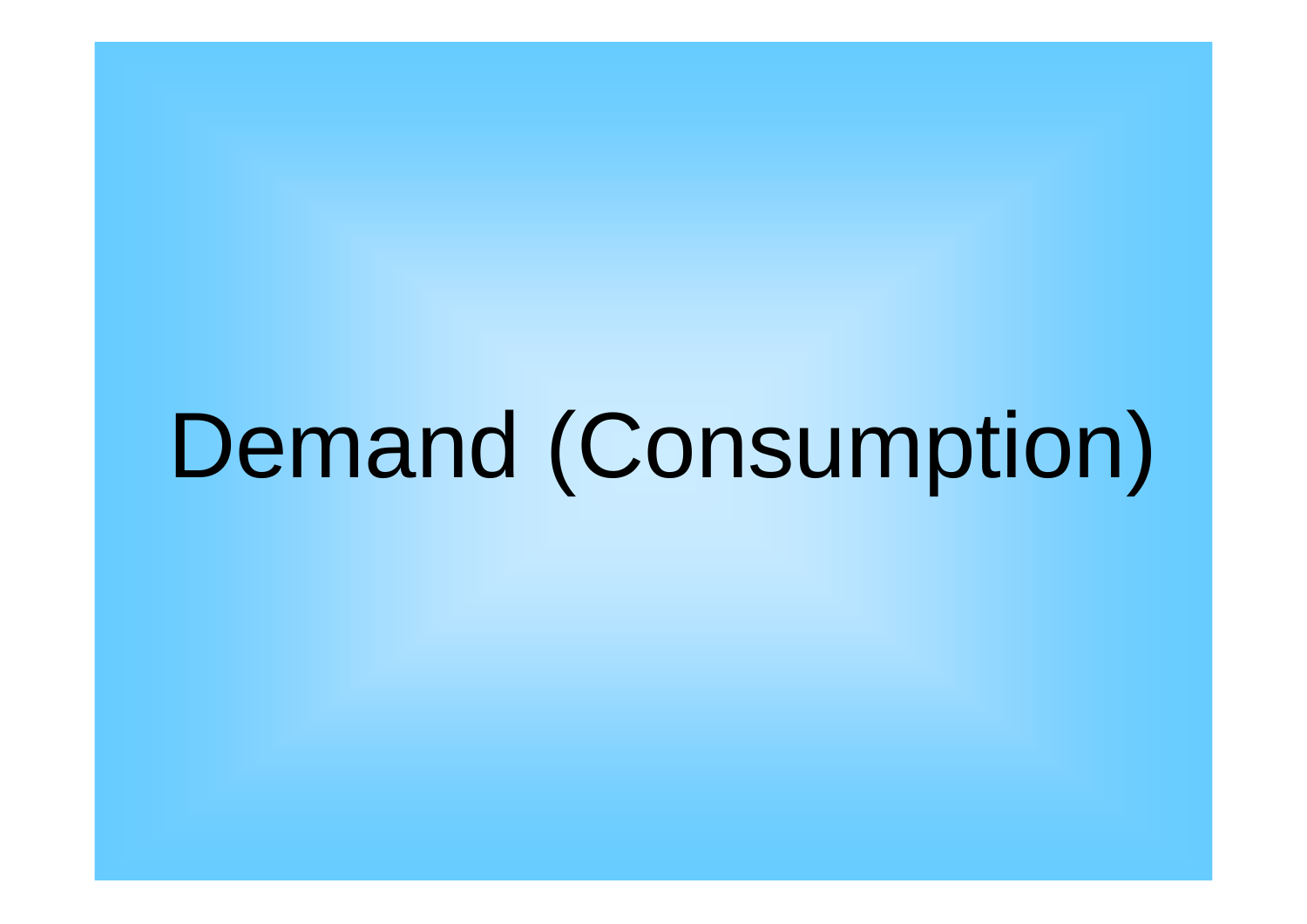# Demand (Consumption)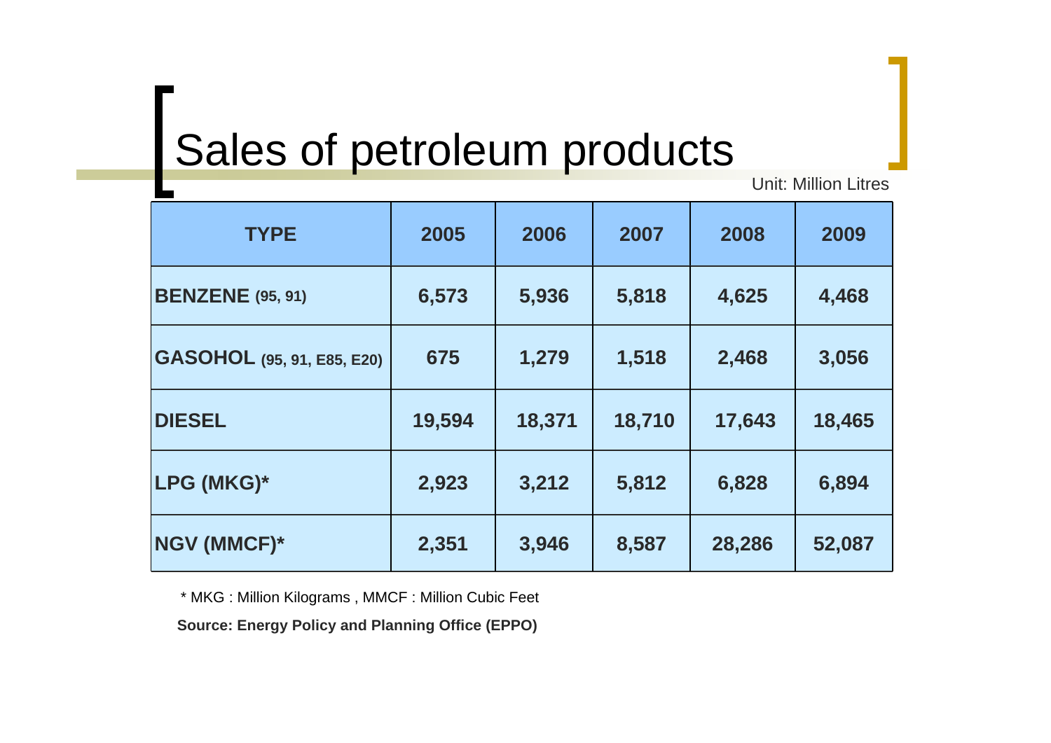# Sales of petroleum products

Unit: Million Litres

| TYPE | 2005 | 2006 | 2007 | 2008 | 2009 |
|---|---|---|---|---|---|
| **BENZENE** (95, 91) | 6,573 | 5,936 | 5,818 | 4,625 | 4,468 |
| **GASOHOL** (95, 91, E85, E20) | 675 | 1,279 | 1,518 | 2,468 | 3,056 |
| **DIESEL** | 19,594 | 18,371 | 18,710 | 17,643 | 18,465 |
| **LPG (MKG)*** | 2,923 | 3,212 | 5,812 | 6,828 | 6,894 |
| **NGV (MMCF)*** | 2,351 | 3,946 | 8,587 | 28,286 | 52,087 |

* MKG : Million Kilograms , MMCF : Million Cubic Feet

**Source: Energy Policy and Planning Office (EPPO)**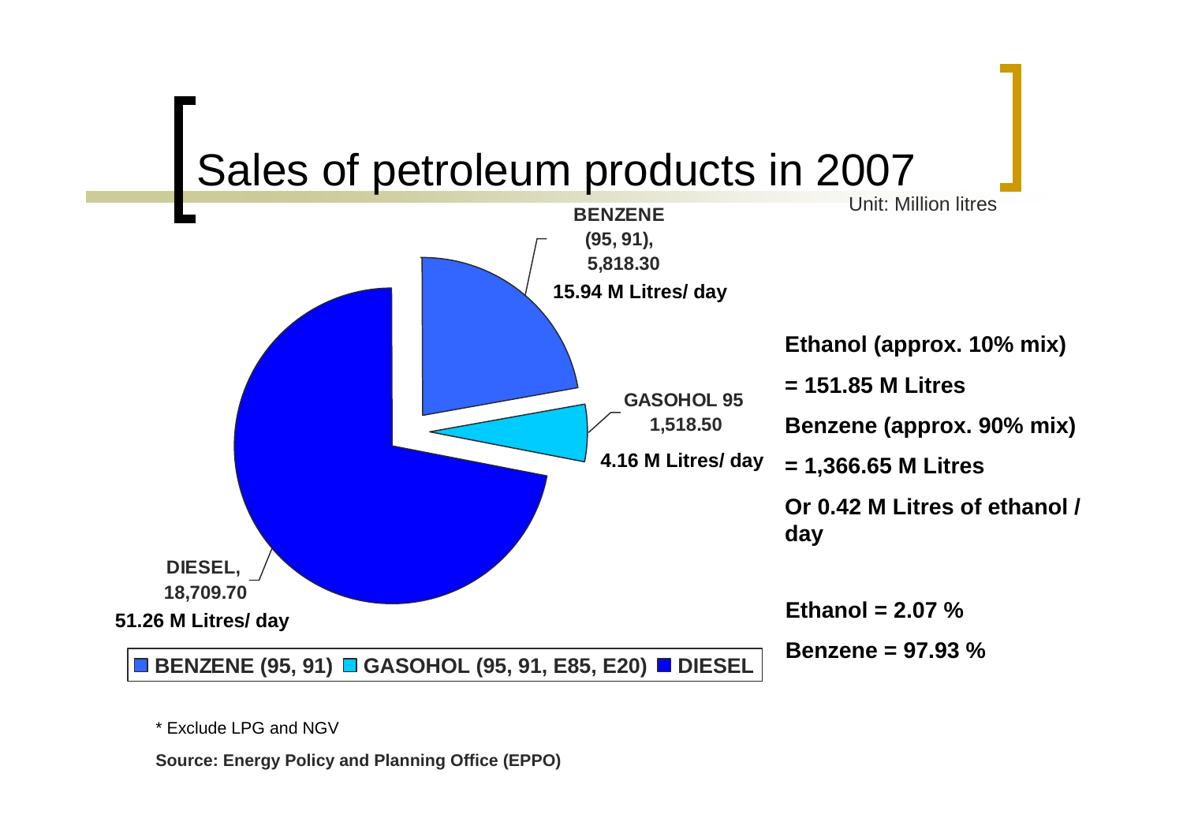# Sales of petroleum products in 2007

Unit: Million litres

BENZENE (95, 91), 5,818.30
15.94 M Litres/ day

GASOHOL 95 1,518.50
4.16 M Litres/ day

DIESEL, 18,709.70
51.26 M Litres/ day

BENZENE (95, 91) GASOHOL (95, 91, E85, E20) DIESEL

**Ethanol (approx. 10% mix)**

**= 151.85 M Litres**

**Benzene (approx. 90% mix)**

**= 1,366.65 M Litres**

**Or 0.42 M Litres of ethanol / day**

**Ethanol = 2.07 %**

**Benzene = 97.93 %**

* Exclude LPG and NGV

**Source: Energy Policy and Planning Office (EPPO)**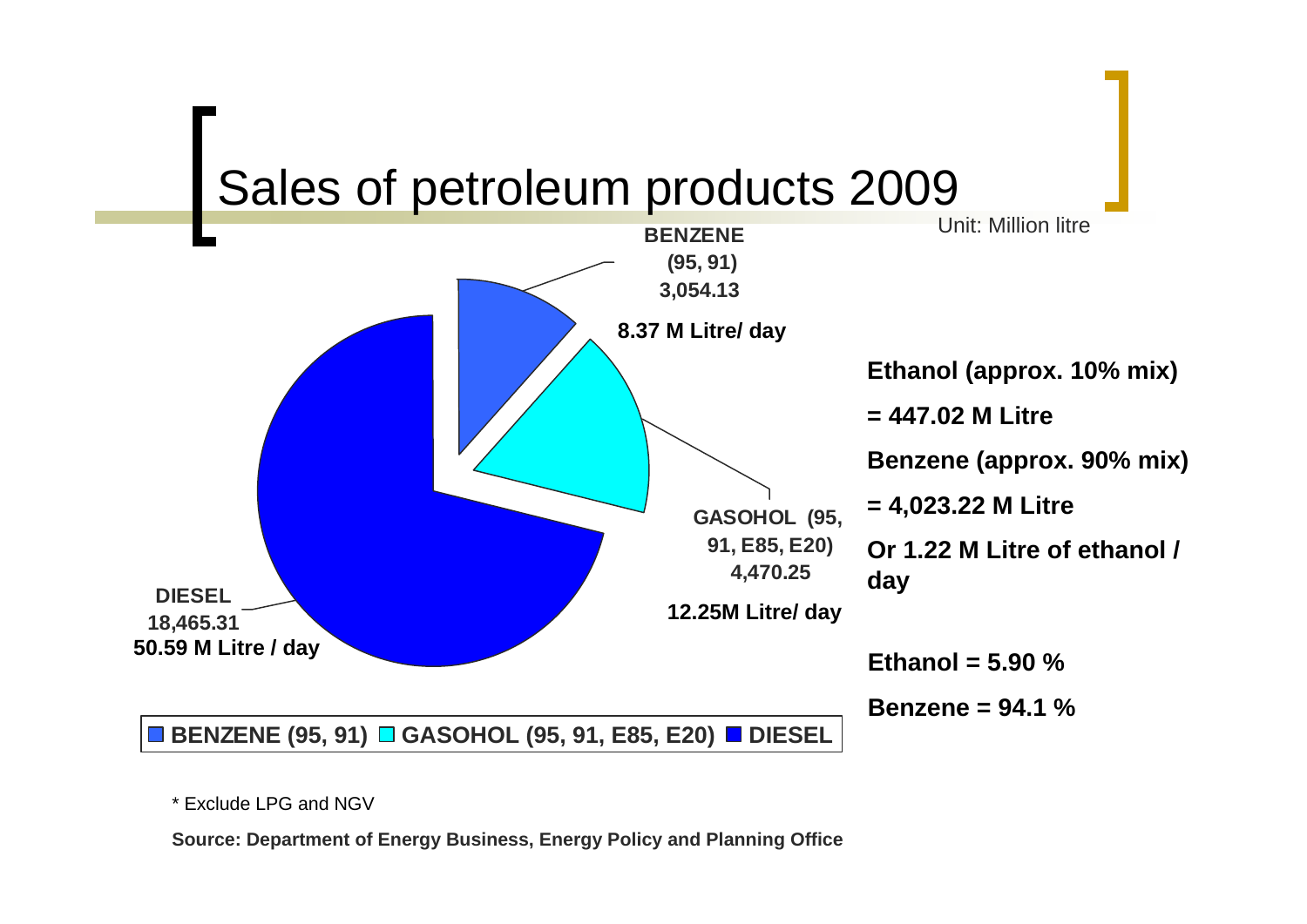# Sales of petroleum products 2009

Unit: Million litre

**BENZENE (95, 91)**
**3,054.13**

**8.37 M Litre/ day**

**GASOHOL (95, 91, E85, E20)**
**4,470.25**

**12.25M Litre/ day**

**DIESEL**
**18,465.31**
**50.59 M Litre / day**

**BENZENE (95, 91)** **GASOHOL (95, 91, E85, E20)** **DIESEL**

**Ethanol (approx. 10% mix)**

**= 447.02 M Litre**

**Benzene (approx. 90% mix)**

**= 4,023.22 M Litre**

**Or 1.22 M Litre of ethanol / day**

**Ethanol = 5.90 %**

**Benzene = 94.1 %**

\* Exclude LPG and NGV

**Source: Department of Energy Business, Energy Policy and Planning Office**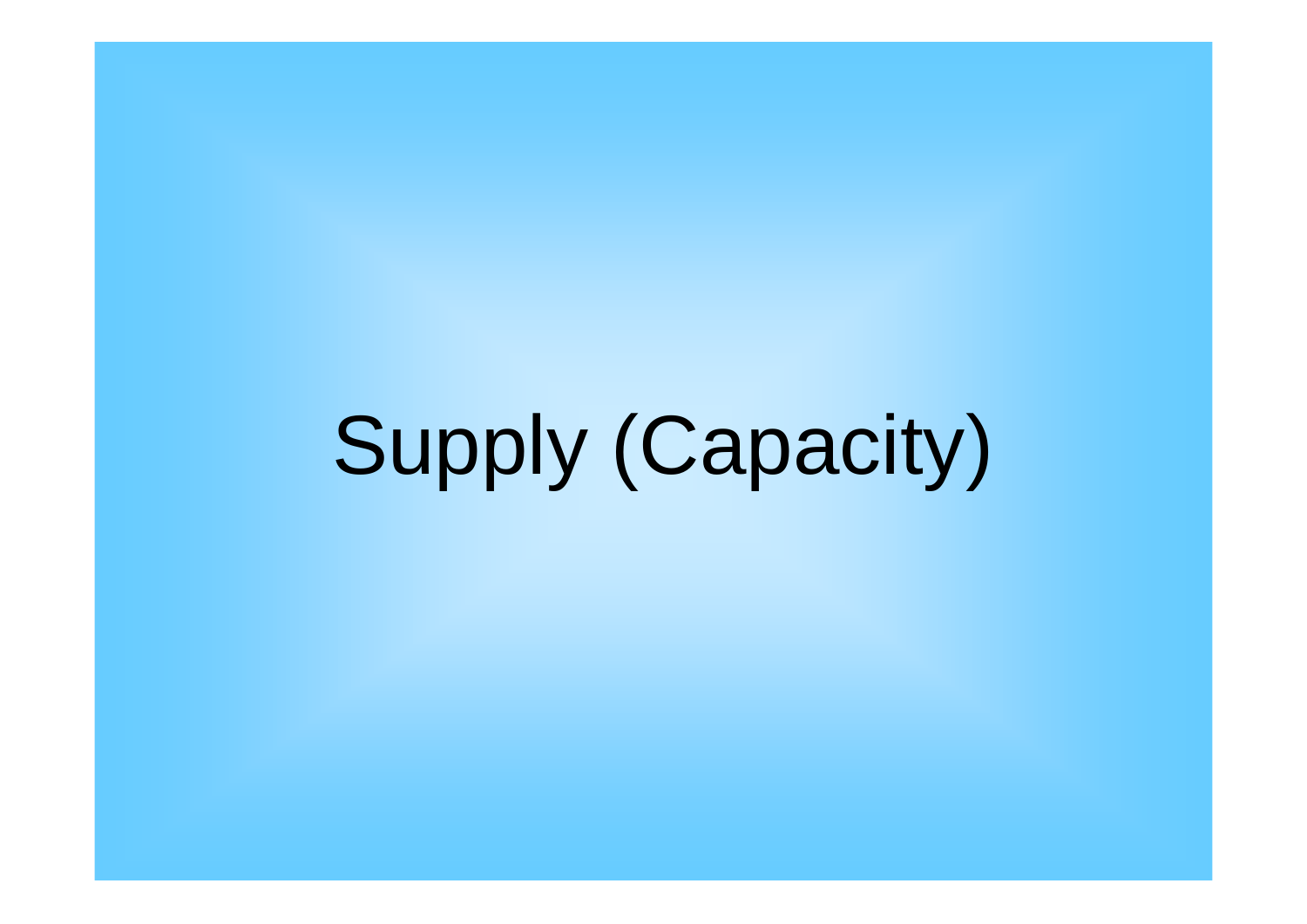# Supply (Capacity)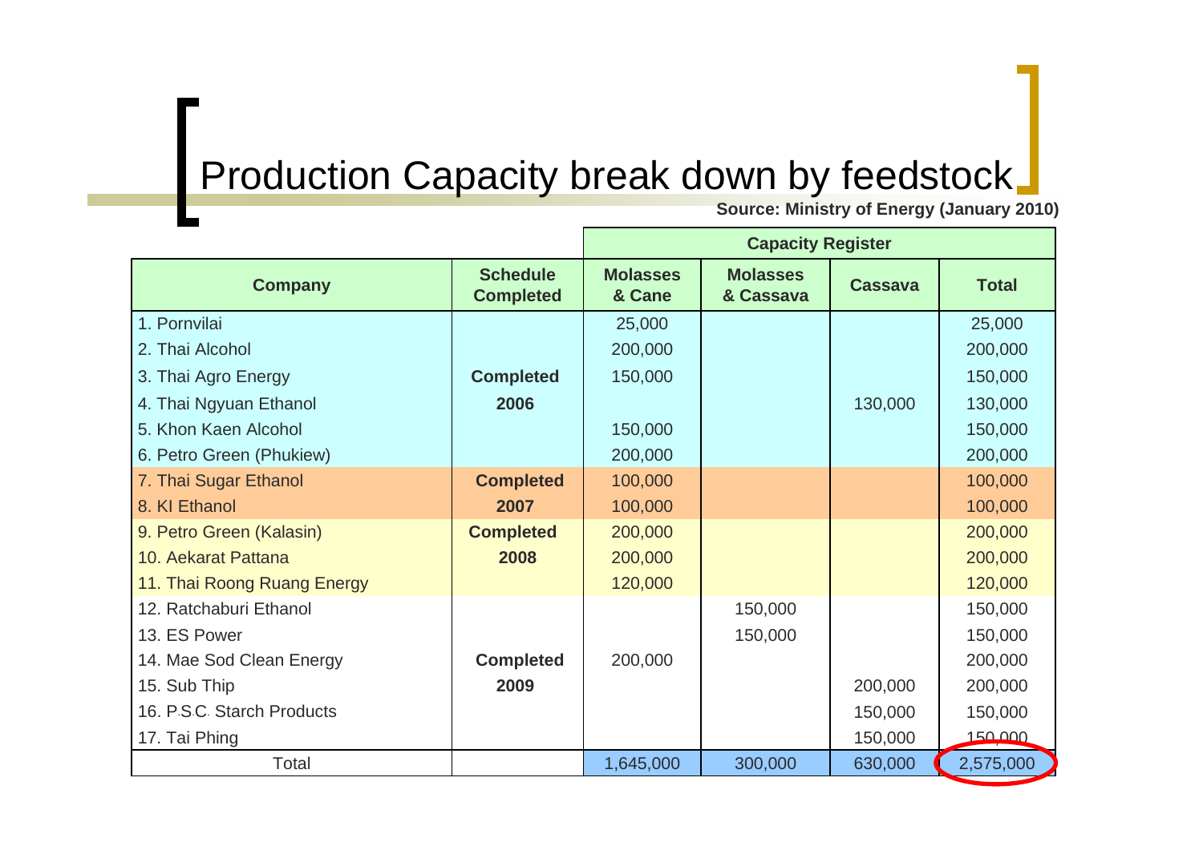# Production Capacity break down by feedstock

**Source: Ministry of Energy (January 2010)**

| Company | Schedule Completed | Capacity Register | | | |
|---|---|---|---|---|---|
| | | **Molasses & Cane** | **Molasses & Cassava** | **Cassava** | **Total** |
| 1. Pornvilai | **Completed 2006** | 25,000 | | | 25,000 |
| 2. Thai Alcohol | | 200,000 | | | 200,000 |
| 3. Thai Agro Energy | | 150,000 | | | 150,000 |
| 4. Thai Ngyuan Ethanol | | | | 130,000 | 130,000 |
| 5. Khon Kaen Alcohol | | 150,000 | | | 150,000 |
| 6. Petro Green (Phukiew) | | 200,000 | | | 200,000 |
| 7. Thai Sugar Ethanol | **Completed 2007** | 100,000 | | | 100,000 |
| 8. KI Ethanol | | 100,000 | | | 100,000 |
| 9. Petro Green (Kalasin) | **Completed 2008** | 200,000 | | | 200,000 |
| 10. Aekarat Pattana | | 200,000 | | | 200,000 |
| 11. Thai Roong Ruang Energy | | 120,000 | | | 120,000 |
| 12. Ratchaburi Ethanol | **Completed 2009** | | 150,000 | | 150,000 |
| 13. ES Power | | | 150,000 | | 150,000 |
| 14. Mae Sod Clean Energy | | 200,000 | | | 200,000 |
| 15. Sub Thip | | | | 200,000 | 200,000 |
| 16. P.S.C. Starch Products | | | | 150,000 | 150,000 |
| 17. Tai Phing | | | | 150,000 | 150,000 |
| Total | | 1,645,000 | 300,000 | 630,000 | 2,575,000 |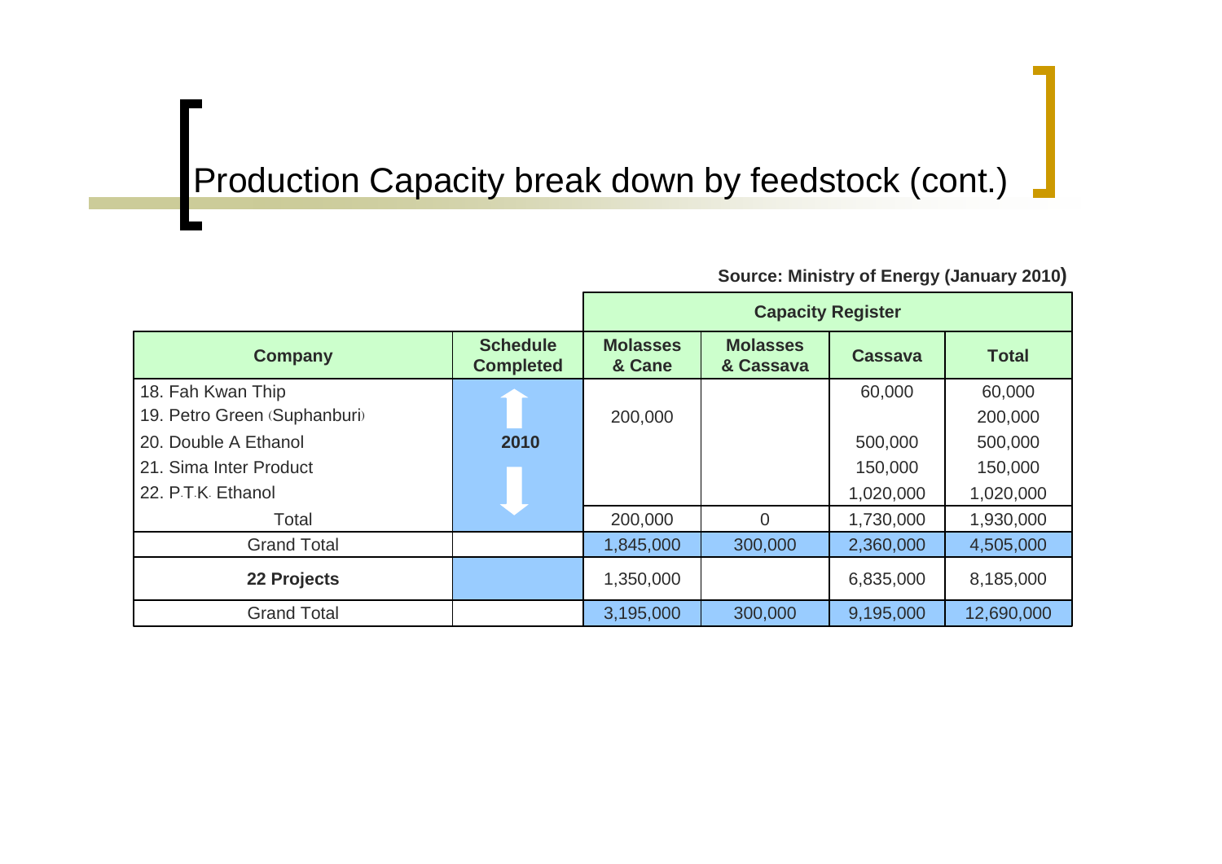# Production Capacity break down by feedstock (cont.)

**Source: Ministry of Energy (January 2010)**

| Company | Schedule Completed | Capacity Register | | | |
|---|---|---|---|---|---|
| | | **Molasses & Cane** | **Molasses & Cassava** | **Cassava** | **Total** |
| 18. Fah Kwan Thip | 2010 | | | 60,000 | 60,000 |
| 19. Petro Green (Suphanburi) | | 200,000 | | | 200,000 |
| 20. Double A Ethanol | | | | 500,000 | 500,000 |
| 21. Sima Inter Product | | | | 150,000 | 150,000 |
| 22. P.T.K. Ethanol | | | | 1,020,000 | 1,020,000 |
| Total | | 200,000 | 0 | 1,730,000 | 1,930,000 |
| Grand Total | | 1,845,000 | 300,000 | 2,360,000 | 4,505,000 |
| **22 Projects** | | 1,350,000 | | 6,835,000 | 8,185,000 |
| Grand Total | | 3,195,000 | 300,000 | 9,195,000 | 12,690,000 |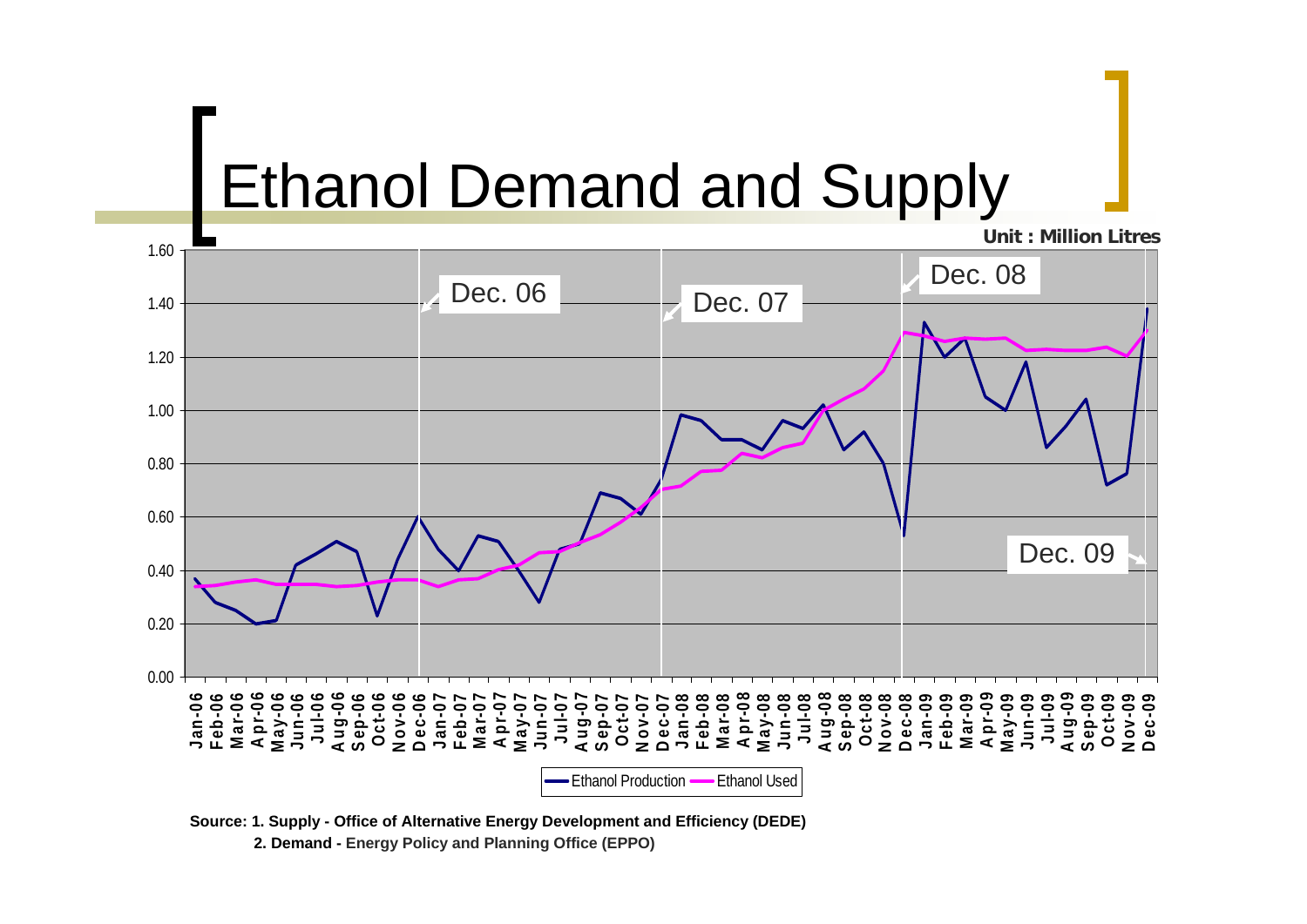# Ethanol Demand and Supply

Unit : Million Litres

Dec. 06

Dec. 07

Dec. 08

Dec. 09

Ethanol Production — Ethanol Used

Source: 1. Supply - Office of Alternative Energy Development and Efficiency (DEDE)

2. Demand - Energy Policy and Planning Office (EPPO)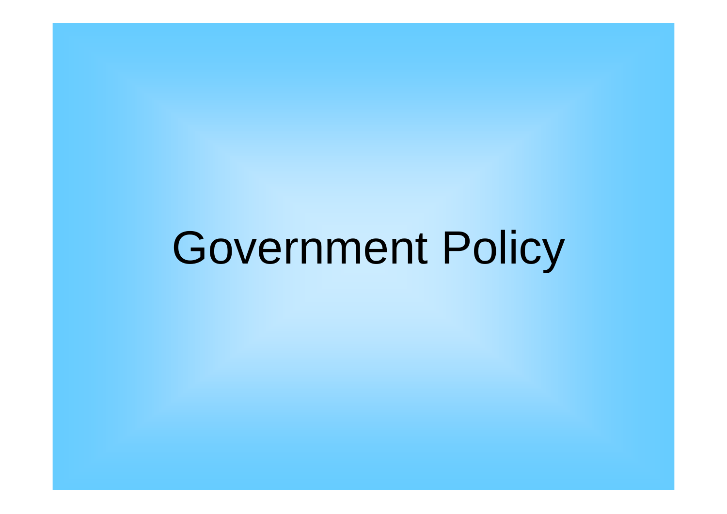# Government Policy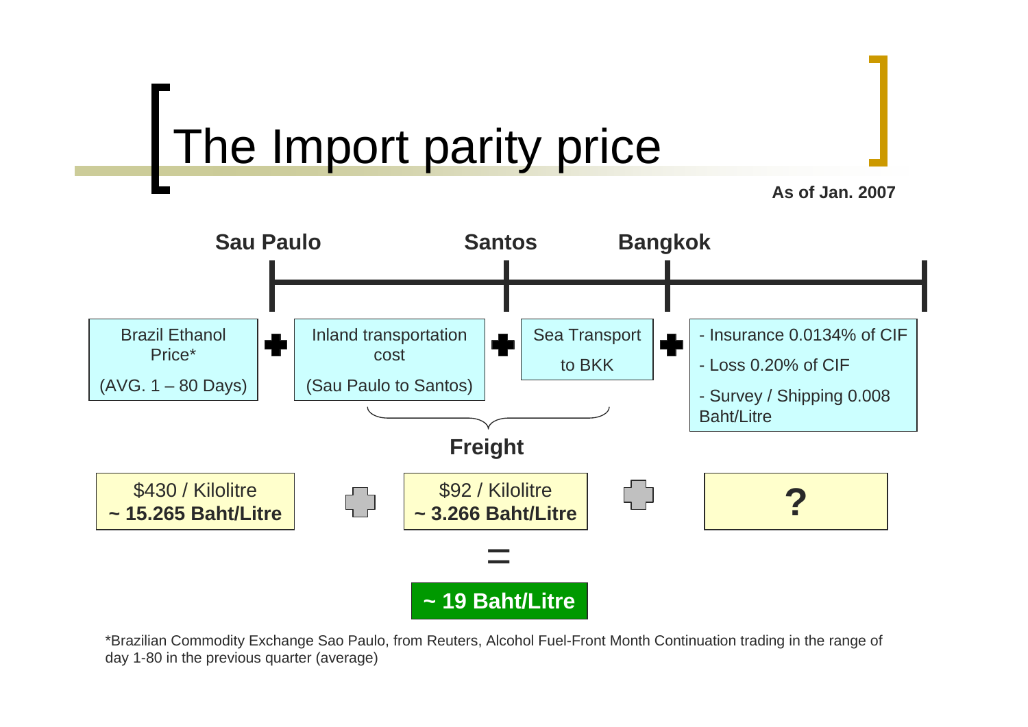# The Import parity price

**As of Jan. 2007**

**Sau Paulo** — **Santos** — **Bangkok**

| Brazil Ethanol Price* (AVG. 1 – 80 Days) | + | Inland transportation cost (Sau Paulo to Santos) | + | Sea Transport to BKK | + | - Insurance 0.0134% of CIF<br>- Loss 0.20% of CIF<br>- Survey / Shipping 0.008 Baht/Litre |
|---|---|---|---|---|---|---|

**Freight** (Inland transportation cost + Sea Transport to BKK)

| $430 / Kilolitre<br>**~ 15.265 Baht/Litre** | + | $92 / Kilolitre<br>**~ 3.266 Baht/Litre** | + | **?** |
|---|---|---|---|---|

=

**~ 19 Baht/Litre**

*Brazilian Commodity Exchange Sao Paulo, from Reuters, Alcohol Fuel-Front Month Continuation trading in the range of day 1-80 in the previous quarter (average)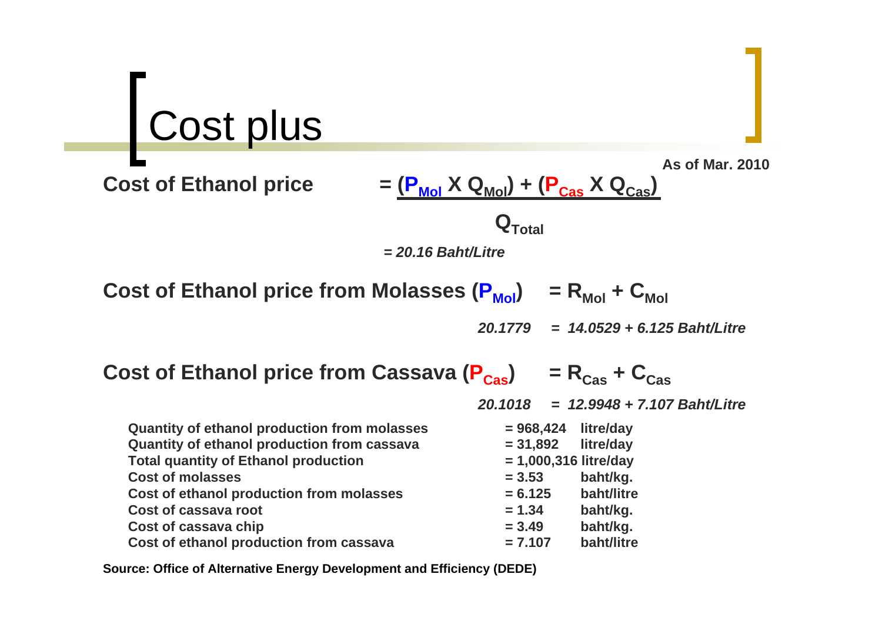# Cost plus

As of Mar. 2010

**Cost of Ethanol price** $= \dfrac{(P_{Mol} \times Q_{Mol}) + (P_{Cas} \times Q_{Cas})}{Q_{Total}}$

*= 20.16 Baht/Litre*

**Cost of Ethanol price from Molasses ($P_{Mol}$)** $= R_{Mol} + C_{Mol}$

*20.1779 = 14.0529 + 6.125 Baht/Litre*

**Cost of Ethanol price from Cassava ($P_{Cas}$)** $= R_{Cas} + C_{Cas}$

*20.1018 = 12.9948 + 7.107 Baht/Litre*

| | | |
|---|---|---|
| **Quantity of ethanol production from molasses** | **= 968,424** | **litre/day** |
| **Quantity of ethanol production from cassava** | **= 31,892** | **litre/day** |
| **Total quantity of Ethanol production** | **= 1,000,316** | **litre/day** |
| **Cost of molasses** | **= 3.53** | **baht/kg.** |
| **Cost of ethanol production from molasses** | **= 6.125** | **baht/litre** |
| **Cost of cassava root** | **= 1.34** | **baht/kg.** |
| **Cost of cassava chip** | **= 3.49** | **baht/kg.** |
| **Cost of ethanol production from cassava** | **= 7.107** | **baht/litre** |

**Source: Office of Alternative Energy Development and Efficiency (DEDE)**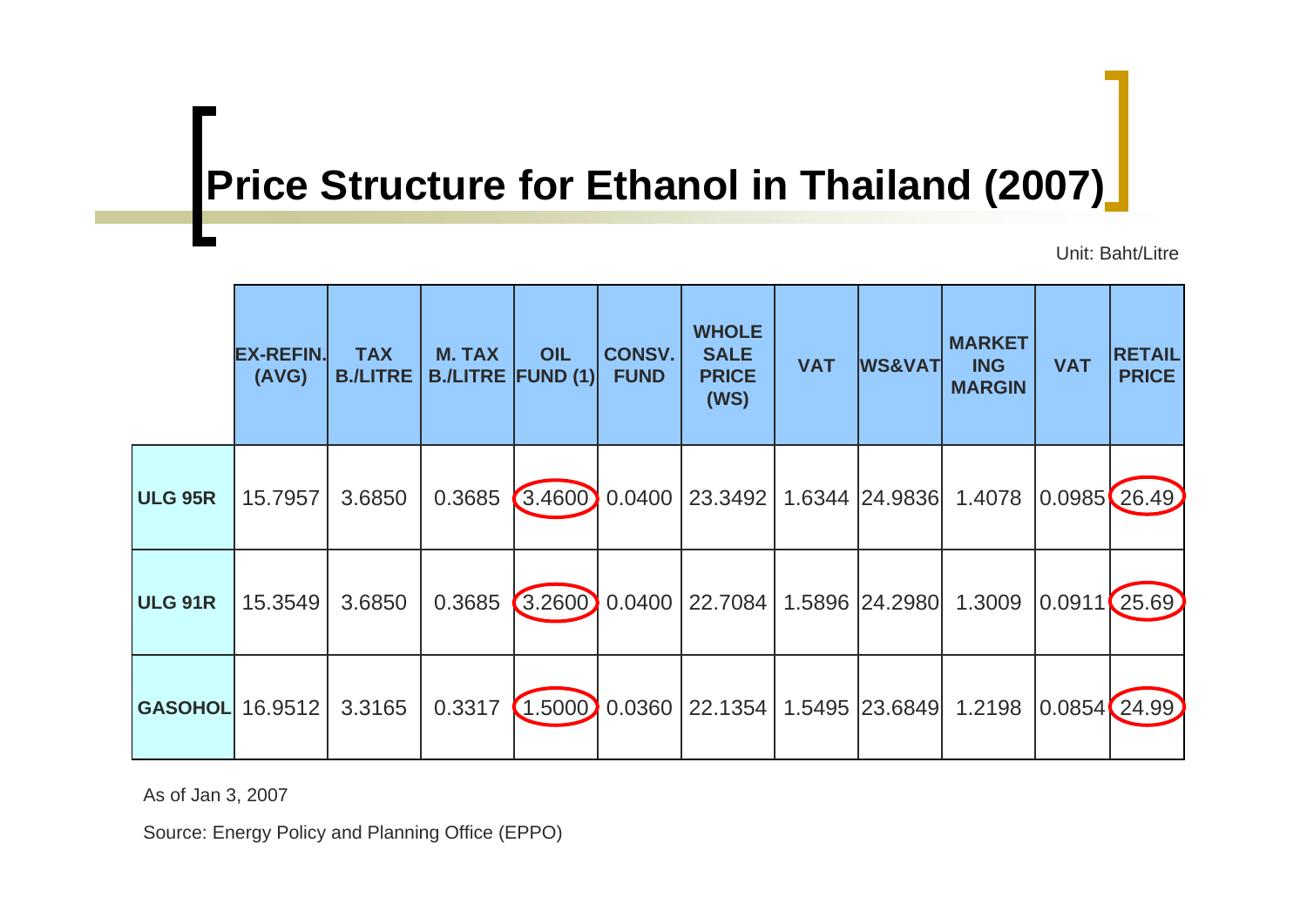# Price Structure for Ethanol in Thailand (2007)

Unit: Baht/Litre

| | EX-REFIN. (AVG) | TAX B./LITRE | M. TAX B./LITRE | OIL FUND (1) | CONSV. FUND | WHOLE SALE PRICE (WS) | VAT | WS&VAT | MARKETING MARGIN | VAT | RETAIL PRICE |
|---|---|---|---|---|---|---|---|---|---|---|---|
| **ULG 95R** | 15.7957 | 3.6850 | 0.3685 | 3.4600 | 0.0400 | 23.3492 | 1.6344 | 24.9836 | 1.4078 | 0.0985 | 26.49 |
| **ULG 91R** | 15.3549 | 3.6850 | 0.3685 | 3.2600 | 0.0400 | 22.7084 | 1.5896 | 24.2980 | 1.3009 | 0.0911 | 25.69 |
| **GASOHOL** | 16.9512 | 3.3165 | 0.3317 | 1.5000 | 0.0360 | 22.1354 | 1.5495 | 23.6849 | 1.2198 | 0.0854 | 24.99 |

As of Jan 3, 2007

Source: Energy Policy and Planning Office (EPPO)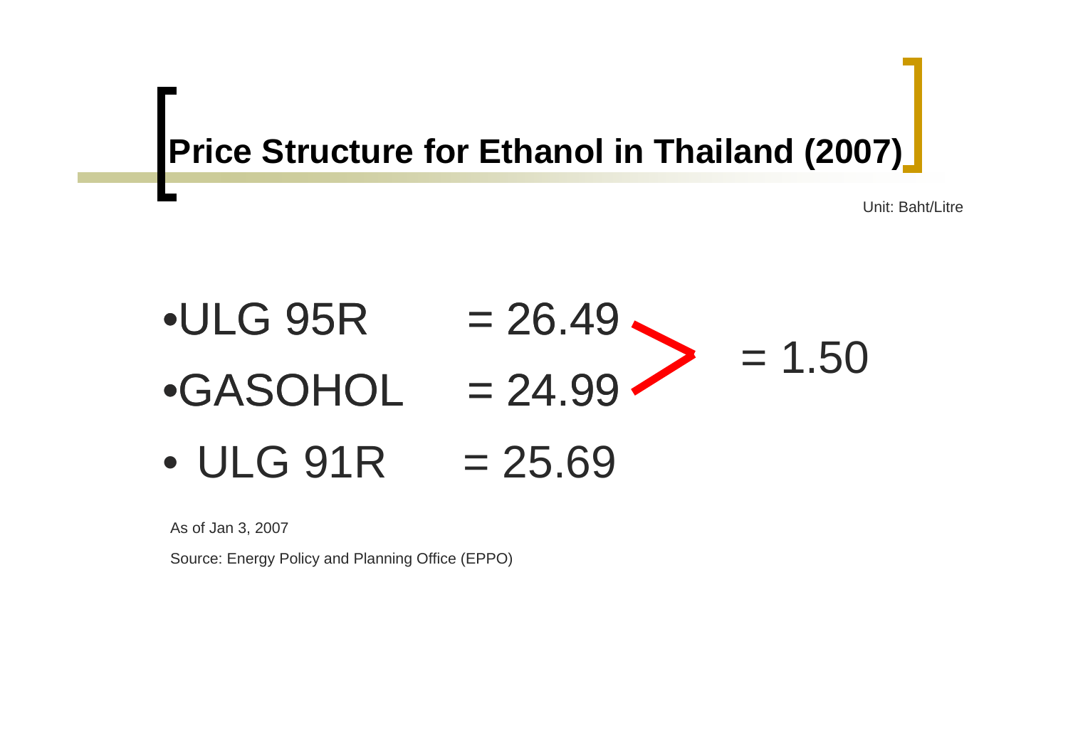# Price Structure for Ethanol in Thailand (2007)

Unit: Baht/Litre

- ULG 95R = 26.49
- GASOHOL = 24.99

> = 1.50

- ULG 91R = 25.69

As of Jan 3, 2007

Source: Energy Policy and Planning Office (EPPO)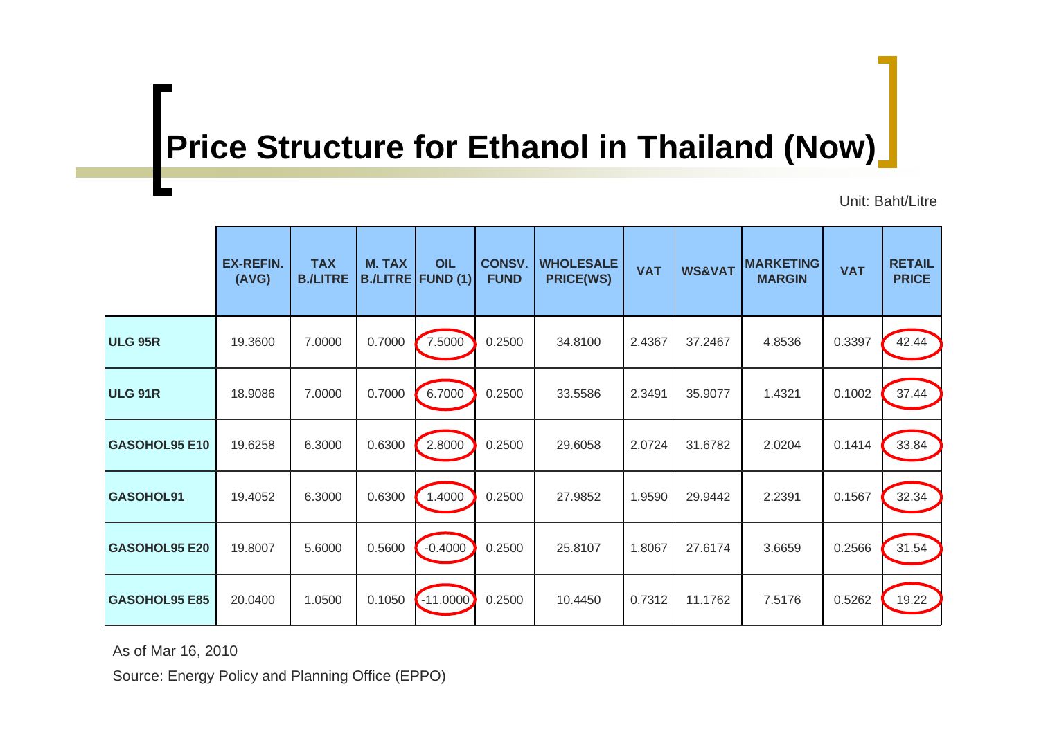# Price Structure for Ethanol in Thailand (Now)

Unit: Baht/Litre

| | EX-REFIN. (AVG) | TAX B./LITRE | M. TAX B./LITRE | OIL FUND (1) | CONSV. FUND | WHOLESALE PRICE(WS) | VAT | WS&VAT | MARKETING MARGIN | VAT | RETAIL PRICE |
|---|---|---|---|---|---|---|---|---|---|---|---|
| **ULG 95R** | 19.3600 | 7.0000 | 0.7000 | 7.5000 | 0.2500 | 34.8100 | 2.4367 | 37.2467 | 4.8536 | 0.3397 | 42.44 |
| **ULG 91R** | 18.9086 | 7.0000 | 0.7000 | 6.7000 | 0.2500 | 33.5586 | 2.3491 | 35.9077 | 1.4321 | 0.1002 | 37.44 |
| **GASOHOL95 E10** | 19.6258 | 6.3000 | 0.6300 | 2.8000 | 0.2500 | 29.6058 | 2.0724 | 31.6782 | 2.0204 | 0.1414 | 33.84 |
| **GASOHOL91** | 19.4052 | 6.3000 | 0.6300 | 1.4000 | 0.2500 | 27.9852 | 1.9590 | 29.9442 | 2.2391 | 0.1567 | 32.34 |
| **GASOHOL95 E20** | 19.8007 | 5.6000 | 0.5600 | -0.4000 | 0.2500 | 25.8107 | 1.8067 | 27.6174 | 3.6659 | 0.2566 | 31.54 |
| **GASOHOL95 E85** | 20.0400 | 1.0500 | 0.1050 | -11.0000 | 0.2500 | 10.4450 | 0.7312 | 11.1762 | 7.5176 | 0.5262 | 19.22 |

As of Mar 16, 2010

Source: Energy Policy and Planning Office (EPPO)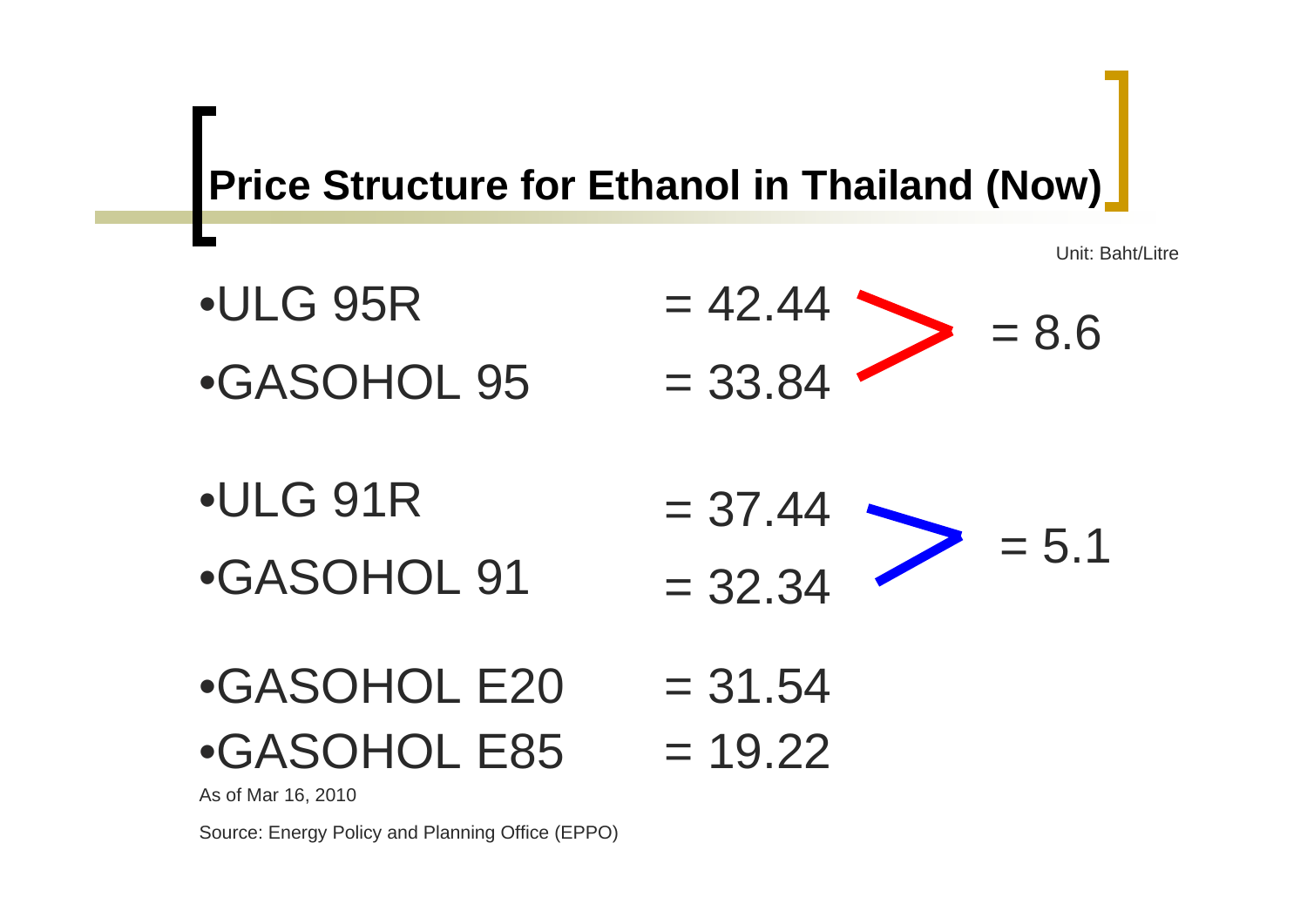# Price Structure for Ethanol in Thailand (Now)

Unit: Baht/Litre

- ULG 95R = 42.44
- GASOHOL 95 = 33.84

> = 8.6

- ULG 91R = 37.44
- GASOHOL 91 = 32.34

> = 5.1

- GASOHOL E20 = 31.54
- GASOHOL E85 = 19.22

As of Mar 16, 2010

Source: Energy Policy and Planning Office (EPPO)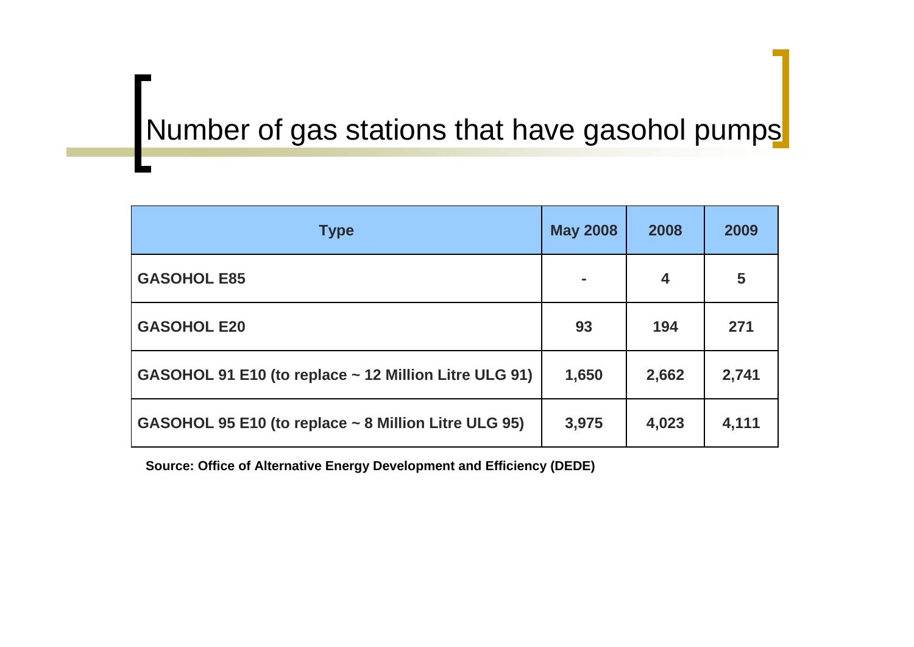# Number of gas stations that have gasohol pumps

| Type | May 2008 | 2008 | 2009 |
|---|---|---|---|
| **GASOHOL E85** | - | 4 | 5 |
| **GASOHOL E20** | 93 | 194 | 271 |
| **GASOHOL 91 E10 (to replace ~ 12 Million Litre ULG 91)** | 1,650 | 2,662 | 2,741 |
| **GASOHOL 95 E10 (to replace ~ 8 Million Litre ULG 95)** | 3,975 | 4,023 | 4,111 |

**Source: Office of Alternative Energy Development and Efficiency (DEDE)**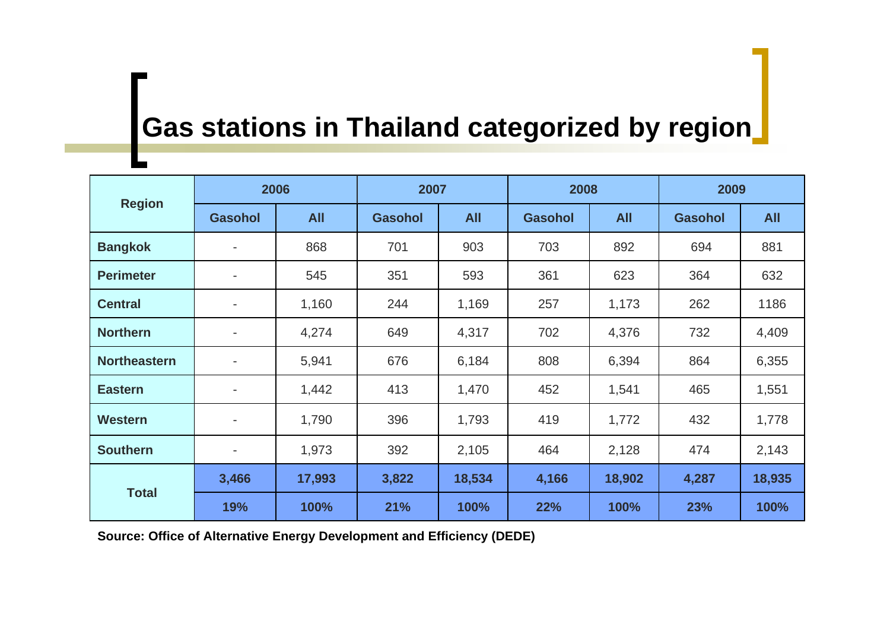# Gas stations in Thailand categorized by region

| Region | 2006 | | 2007 | | 2008 | | 2009 | |
|---|---|---|---|---|---|---|---|---|
| | Gasohol | All | Gasohol | All | Gasohol | All | Gasohol | All |
| **Bangkok** | - | 868 | 701 | 903 | 703 | 892 | 694 | 881 |
| **Perimeter** | - | 545 | 351 | 593 | 361 | 623 | 364 | 632 |
| **Central** | - | 1,160 | 244 | 1,169 | 257 | 1,173 | 262 | 1186 |
| **Northern** | - | 4,274 | 649 | 4,317 | 702 | 4,376 | 732 | 4,409 |
| **Northeastern** | - | 5,941 | 676 | 6,184 | 808 | 6,394 | 864 | 6,355 |
| **Eastern** | - | 1,442 | 413 | 1,470 | 452 | 1,541 | 465 | 1,551 |
| **Western** | - | 1,790 | 396 | 1,793 | 419 | 1,772 | 432 | 1,778 |
| **Southern** | - | 1,973 | 392 | 2,105 | 464 | 2,128 | 474 | 2,143 |
| **Total** | **3,466** | **17,993** | **3,822** | **18,534** | **4,166** | **18,902** | **4,287** | **18,935** |
| | **19%** | **100%** | **21%** | **100%** | **22%** | **100%** | **23%** | **100%** |

**Source: Office of Alternative Energy Development and Efficiency (DEDE)**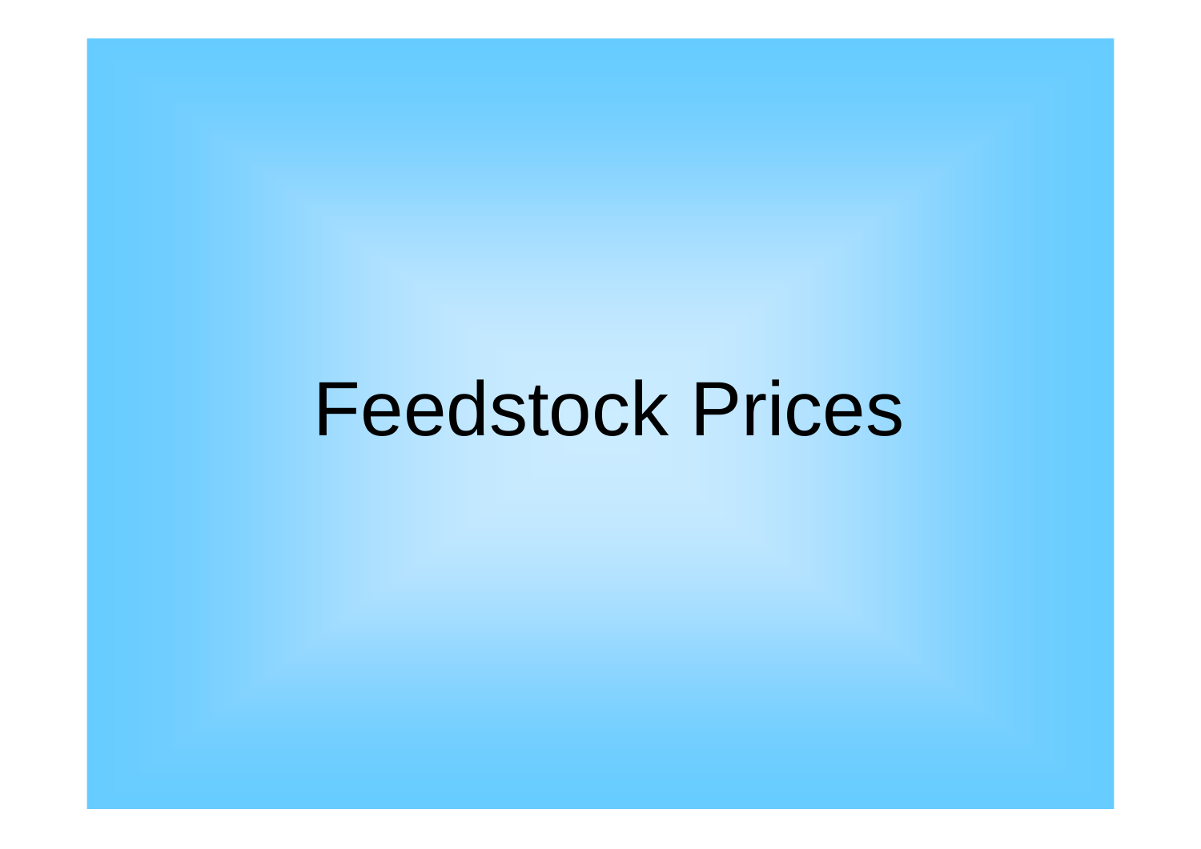# Feedstock Prices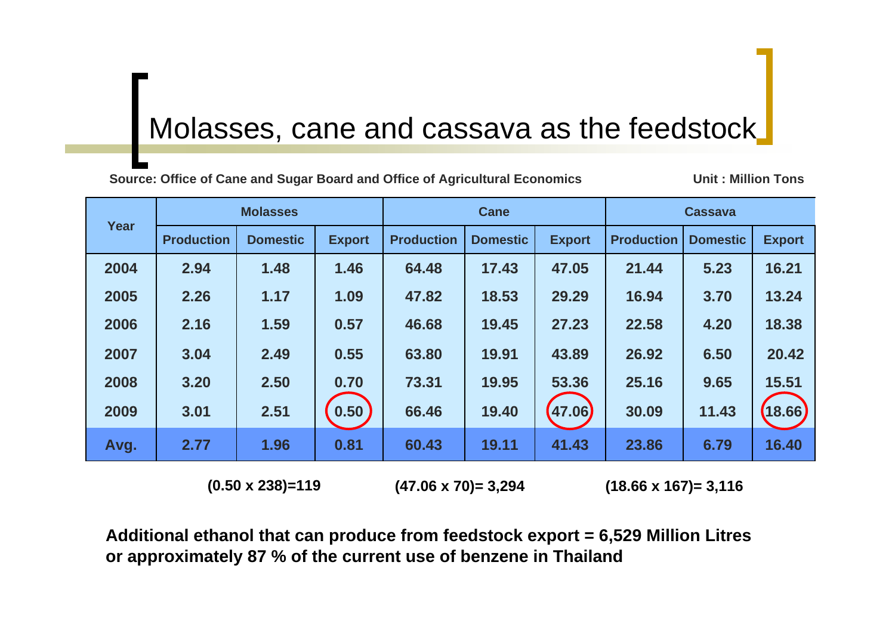# Molasses, cane and cassava as the feedstock

Source: Office of Cane and Sugar Board and Office of Agricultural Economics

Unit : Million Tons

| Year | Molasses | | | Cane | | | Cassava | | |
|---|---|---|---|---|---|---|---|---|---|
| | Production | Domestic | Export | Production | Domestic | Export | Production | Domestic | Export |
| 2004 | 2.94 | 1.48 | 1.46 | 64.48 | 17.43 | 47.05 | 21.44 | 5.23 | 16.21 |
| 2005 | 2.26 | 1.17 | 1.09 | 47.82 | 18.53 | 29.29 | 16.94 | 3.70 | 13.24 |
| 2006 | 2.16 | 1.59 | 0.57 | 46.68 | 19.45 | 27.23 | 22.58 | 4.20 | 18.38 |
| 2007 | 3.04 | 2.49 | 0.55 | 63.80 | 19.91 | 43.89 | 26.92 | 6.50 | 20.42 |
| 2008 | 3.20 | 2.50 | 0.70 | 73.31 | 19.95 | 53.36 | 25.16 | 9.65 | 15.51 |
| 2009 | 3.01 | 2.51 | 0.50 | 66.46 | 19.40 | 47.06 | 30.09 | 11.43 | 18.66 |
| Avg. | 2.77 | 1.96 | 0.81 | 60.43 | 19.11 | 41.43 | 23.86 | 6.79 | 16.40 |

**(0.50 x 238)=119** **(47.06 x 70)= 3,294** **(18.66 x 167)= 3,116**

**Additional ethanol that can produce from feedstock export = 6,529 Million Litres or approximately 87 % of the current use of benzene in Thailand**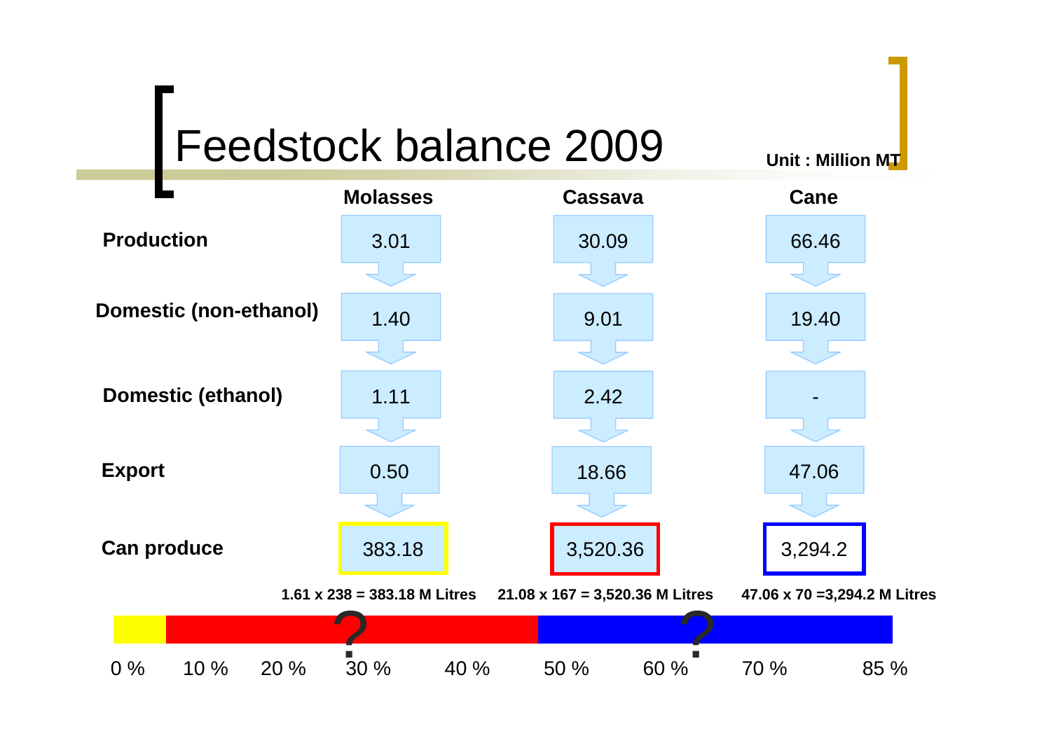# Feedstock balance 2009

Unit : Million MT

| | Molasses | Cassava | Cane |
|---|---|---|---|
| Production | 3.01 | 30.09 | 66.46 |
| Domestic (non-ethanol) | 1.40 | 9.01 | 19.40 |
| Domestic (ethanol) | 1.11 | 2.42 | - |
| Export | 0.50 | 18.66 | 47.06 |
| Can produce | 383.18 | 3,520.36 | 3,294.2 |

1.61 x 238 = 383.18 M Litres

21.08 x 167 = 3,520.36 M Litres

47.06 x 70 =3,294.2 M Litres

0 % 10 % 20 % 30 % 40 % 50 % 60 % 70 % 85 %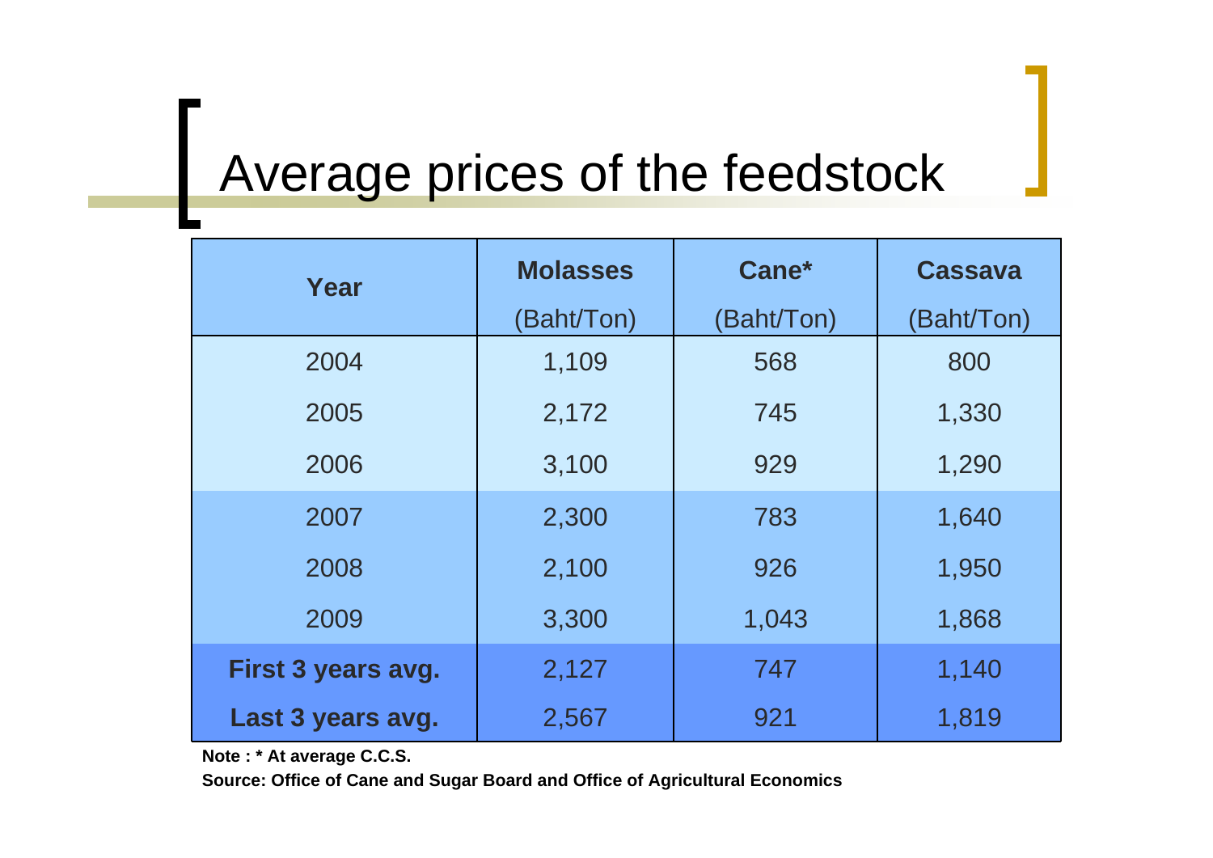# Average prices of the feedstock

| Year | Molasses (Baht/Ton) | Cane* (Baht/Ton) | Cassava (Baht/Ton) |
|---|---|---|---|
| 2004 | 1,109 | 568 | 800 |
| 2005 | 2,172 | 745 | 1,330 |
| 2006 | 3,100 | 929 | 1,290 |
| 2007 | 2,300 | 783 | 1,640 |
| 2008 | 2,100 | 926 | 1,950 |
| 2009 | 3,300 | 1,043 | 1,868 |
| **First 3 years avg.** | 2,127 | 747 | 1,140 |
| **Last 3 years avg.** | 2,567 | 921 | 1,819 |

**Note : * At average C.C.S.**

**Source: Office of Cane and Sugar Board and Office of Agricultural Economics**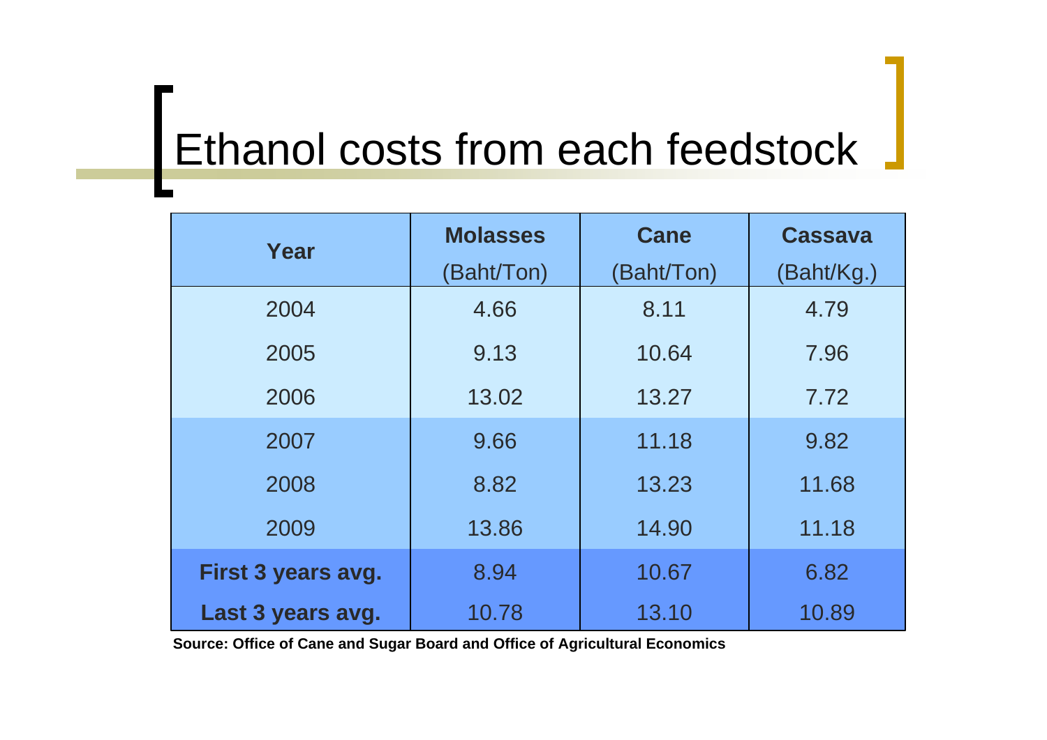# Ethanol costs from each feedstock

| Year | Molasses (Baht/Ton) | Cane (Baht/Ton) | Cassava (Baht/Kg.) |
|---|---|---|---|
| 2004 | 4.66 | 8.11 | 4.79 |
| 2005 | 9.13 | 10.64 | 7.96 |
| 2006 | 13.02 | 13.27 | 7.72 |
| 2007 | 9.66 | 11.18 | 9.82 |
| 2008 | 8.82 | 13.23 | 11.68 |
| 2009 | 13.86 | 14.90 | 11.18 |
| **First 3 years avg.** | 8.94 | 10.67 | 6.82 |
| **Last 3 years avg.** | 10.78 | 13.10 | 10.89 |

**Source: Office of Cane and Sugar Board and Office of Agricultural Economics**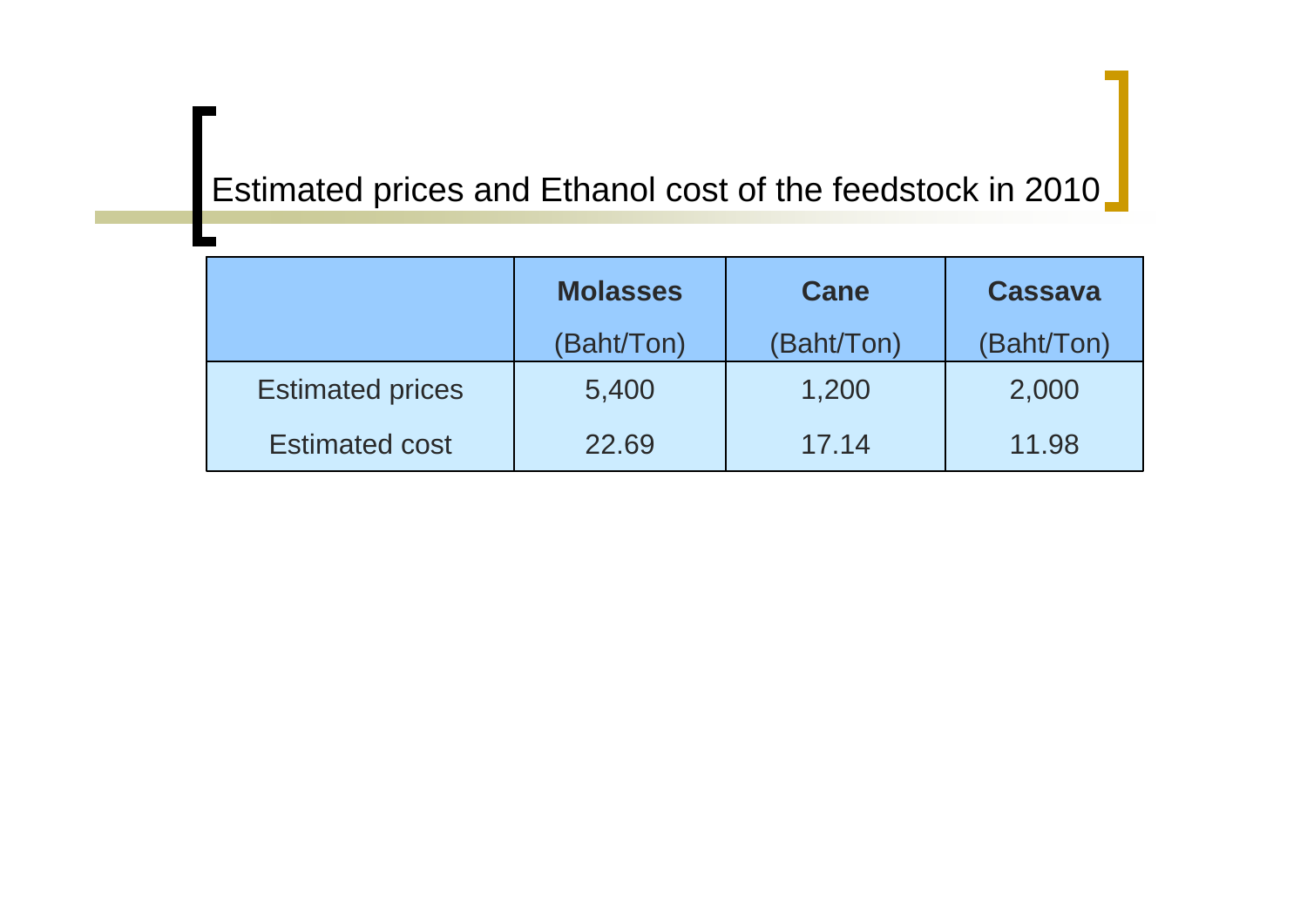## Estimated prices and Ethanol cost of the feedstock in 2010

| | Molasses (Baht/Ton) | Cane (Baht/Ton) | Cassava (Baht/Ton) |
|---|---|---|---|
| Estimated prices | 5,400 | 1,200 | 2,000 |
| Estimated cost | 22.69 | 17.14 | 11.98 |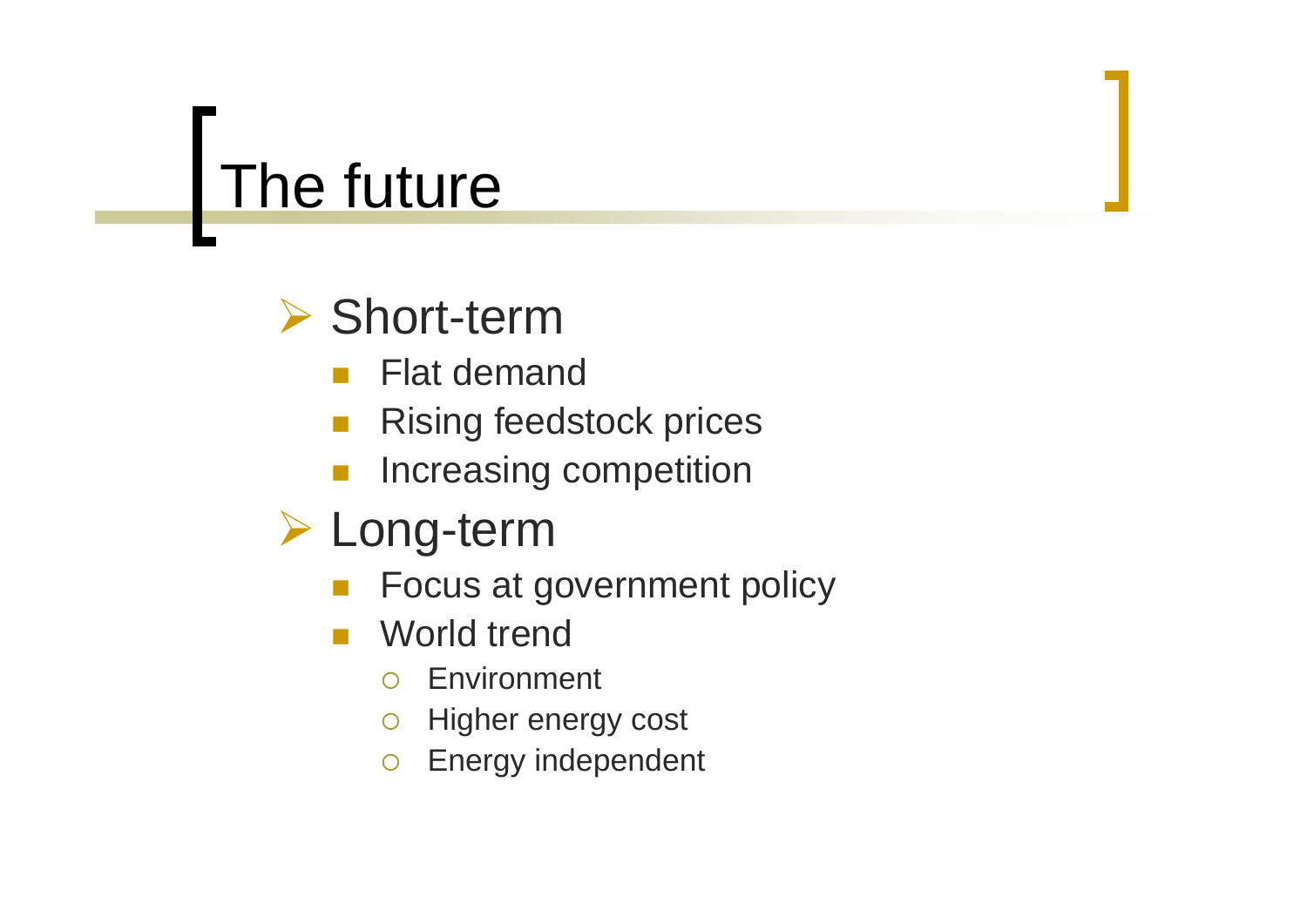# The future

- Short-term
  - Flat demand
  - Rising feedstock prices
  - Increasing competition
- Long-term
  - Focus at government policy
  - World trend
    - Environment
    - Higher energy cost
    - Energy independent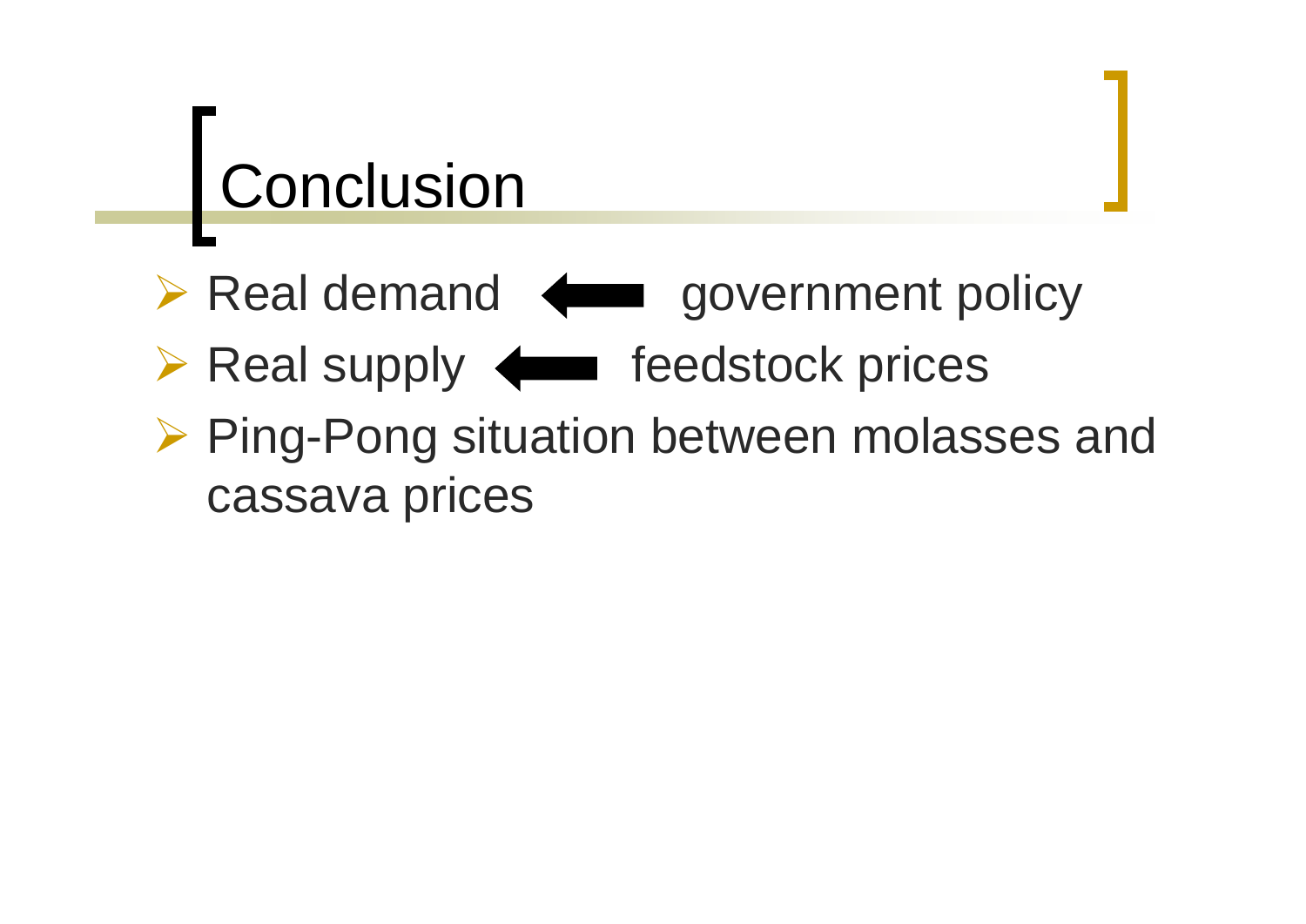# Conclusion

- Real demand ⟵ government policy
- Real supply ⟵ feedstock prices
- Ping-Pong situation between molasses and cassava prices